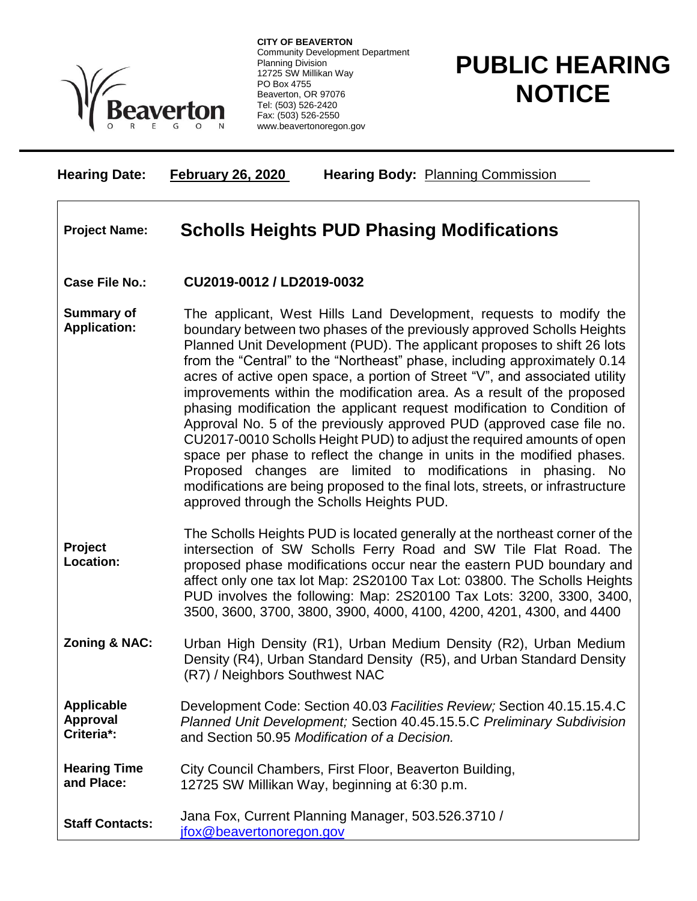**CITY OF BEAVERTON**
Community Development Department
Planning Division
12725 SW Millikan Way
PO Box 4755
Beaverton, OR 97076
Tel: (503) 526-2420
Fax: (503) 526-2550
www.beavertonoregon.gov

# PUBLIC HEARING NOTICE

**Hearing Date:** **February 26, 2020** **Hearing Body:** Planning Commission

| | |
|---|---|
| **Project Name:** | **Scholls Heights PUD Phasing Modifications** |
| **Case File No.:** | **CU2019-0012 / LD2019-0032** |
| **Summary of Application:** | The applicant, West Hills Land Development, requests to modify the boundary between two phases of the previously approved Scholls Heights Planned Unit Development (PUD). The applicant proposes to shift 26 lots from the "Central" to the "Northeast" phase, including approximately 0.14 acres of active open space, a portion of Street "V", and associated utility improvements within the modification area. As a result of the proposed phasing modification the applicant request modification to Condition of Approval No. 5 of the previously approved PUD (approved case file no. CU2017-0010 Scholls Height PUD) to adjust the required amounts of open space per phase to reflect the change in units in the modified phases. Proposed changes are limited to modifications in phasing. No modifications are being proposed to the final lots, streets, or infrastructure approved through the Scholls Heights PUD. |
| **Project Location:** | The Scholls Heights PUD is located generally at the northeast corner of the intersection of SW Scholls Ferry Road and SW Tile Flat Road. The proposed phase modifications occur near the eastern PUD boundary and affect only one tax lot Map: 2S20100 Tax Lot: 03800. The Scholls Heights PUD involves the following: Map: 2S20100 Tax Lots: 3200, 3300, 3400, 3500, 3600, 3700, 3800, 3900, 4000, 4100, 4200, 4201, 4300, and 4400 |
| **Zoning & NAC:** | Urban High Density (R1), Urban Medium Density (R2), Urban Medium Density (R4), Urban Standard Density (R5), and Urban Standard Density (R7) / Neighbors Southwest NAC |
| **Applicable Approval Criteria*:** | Development Code: Section 40.03 *Facilities Review;* Section 40.15.15.4.C *Planned Unit Development;* Section 40.45.15.5.C *Preliminary Subdivision* and Section 50.95 *Modification of a Decision.* |
| **Hearing Time and Place:** | City Council Chambers, First Floor, Beaverton Building, 12725 SW Millikan Way, beginning at 6:30 p.m. |
| **Staff Contacts:** | Jana Fox, Current Planning Manager, 503.526.3710 / jfox@beavertonoregon.gov |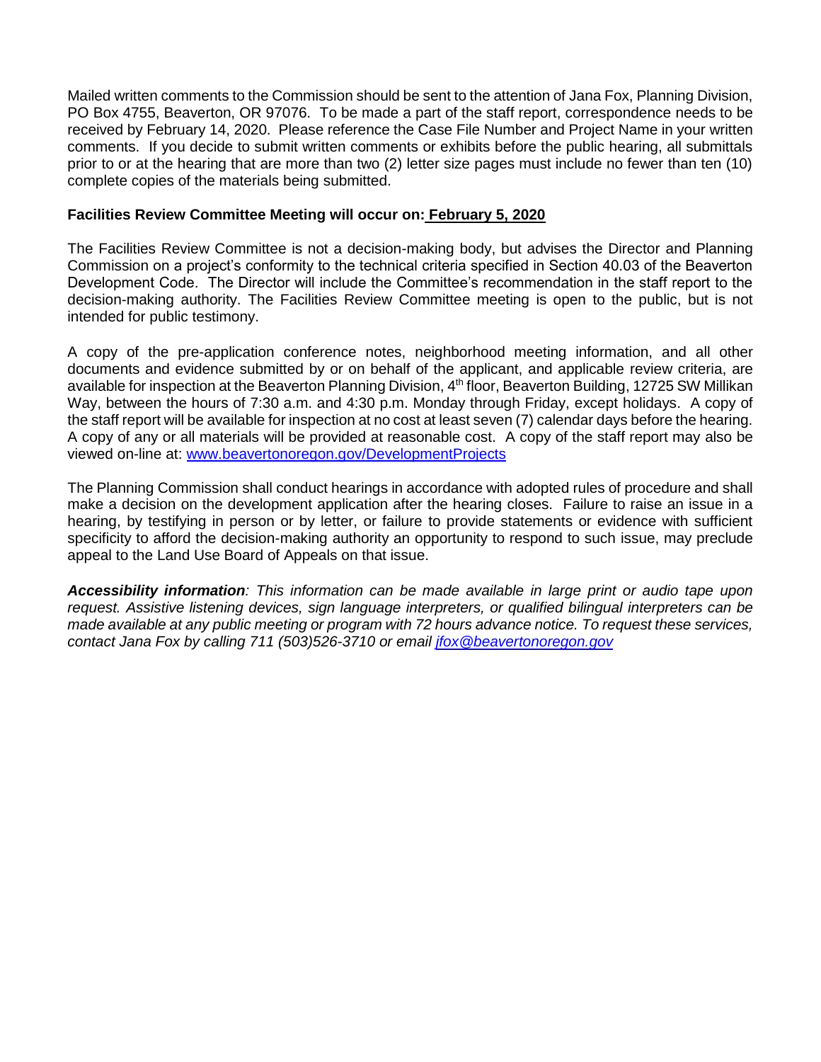Mailed written comments to the Commission should be sent to the attention of Jana Fox, Planning Division, PO Box 4755, Beaverton, OR 97076. To be made a part of the staff report, correspondence needs to be received by February 14, 2020. Please reference the Case File Number and Project Name in your written comments. If you decide to submit written comments or exhibits before the public hearing, all submittals prior to or at the hearing that are more than two (2) letter size pages must include no fewer than ten (10) complete copies of the materials being submitted.

**Facilities Review Committee Meeting will occur on: February 5, 2020**

The Facilities Review Committee is not a decision-making body, but advises the Director and Planning Commission on a project's conformity to the technical criteria specified in Section 40.03 of the Beaverton Development Code. The Director will include the Committee's recommendation in the staff report to the decision-making authority. The Facilities Review Committee meeting is open to the public, but is not intended for public testimony.

A copy of the pre-application conference notes, neighborhood meeting information, and all other documents and evidence submitted by or on behalf of the applicant, and applicable review criteria, are available for inspection at the Beaverton Planning Division, 4th floor, Beaverton Building, 12725 SW Millikan Way, between the hours of 7:30 a.m. and 4:30 p.m. Monday through Friday, except holidays. A copy of the staff report will be available for inspection at no cost at least seven (7) calendar days before the hearing. A copy of any or all materials will be provided at reasonable cost. A copy of the staff report may also be viewed on-line at: www.beavertonoregon.gov/DevelopmentProjects

The Planning Commission shall conduct hearings in accordance with adopted rules of procedure and shall make a decision on the development application after the hearing closes. Failure to raise an issue in a hearing, by testifying in person or by letter, or failure to provide statements or evidence with sufficient specificity to afford the decision-making authority an opportunity to respond to such issue, may preclude appeal to the Land Use Board of Appeals on that issue.

***Accessibility information****: This information can be made available in large print or audio tape upon request. Assistive listening devices, sign language interpreters, or qualified bilingual interpreters can be made available at any public meeting or program with 72 hours advance notice. To request these services, contact Jana Fox by calling 711 (503)526-3710 or email jfox@beavertonoregon.gov*